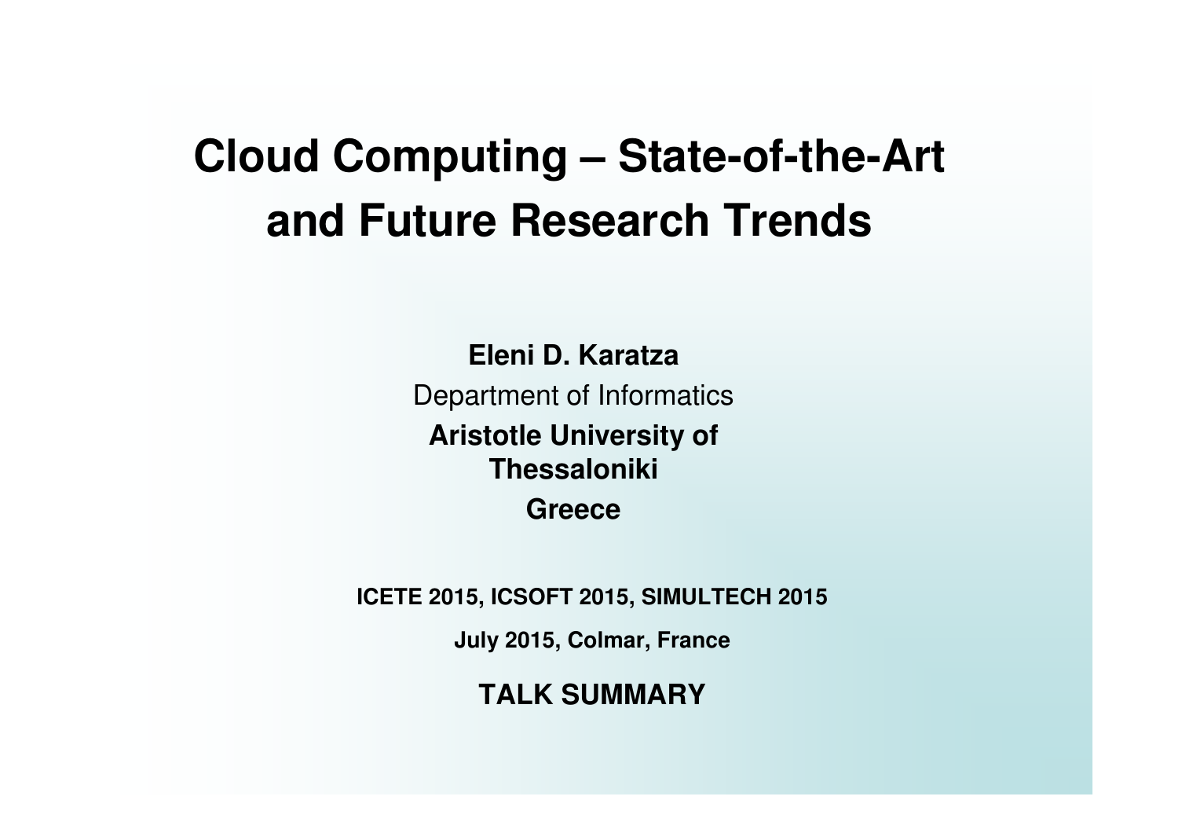# Cloud Computing – State-of-the-Art and Future Research Trends

**Eleni D. Karatza**

Department of Informatics

**Aristotle University of Thessaloniki**

**Greece**

**ICETE 2015, ICSOFT 2015, SIMULTECH 2015**

**July 2015, Colmar, France**

**TALK SUMMARY**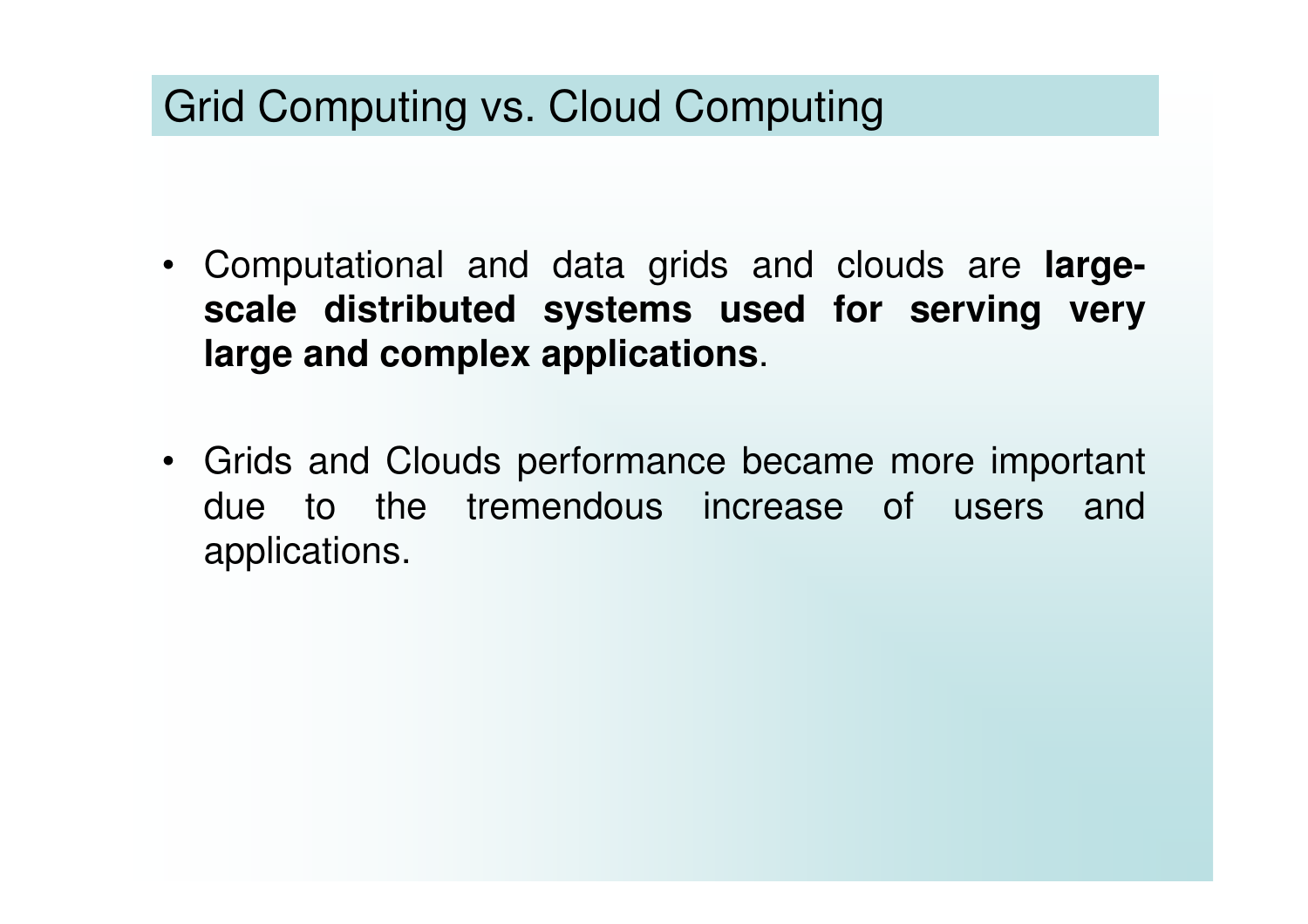# Grid Computing vs. Cloud Computing

- Computational and data grids and clouds are **large-scale distributed systems used for serving very large and complex applications**.

- Grids and Clouds performance became more important due to the tremendous increase of users and applications.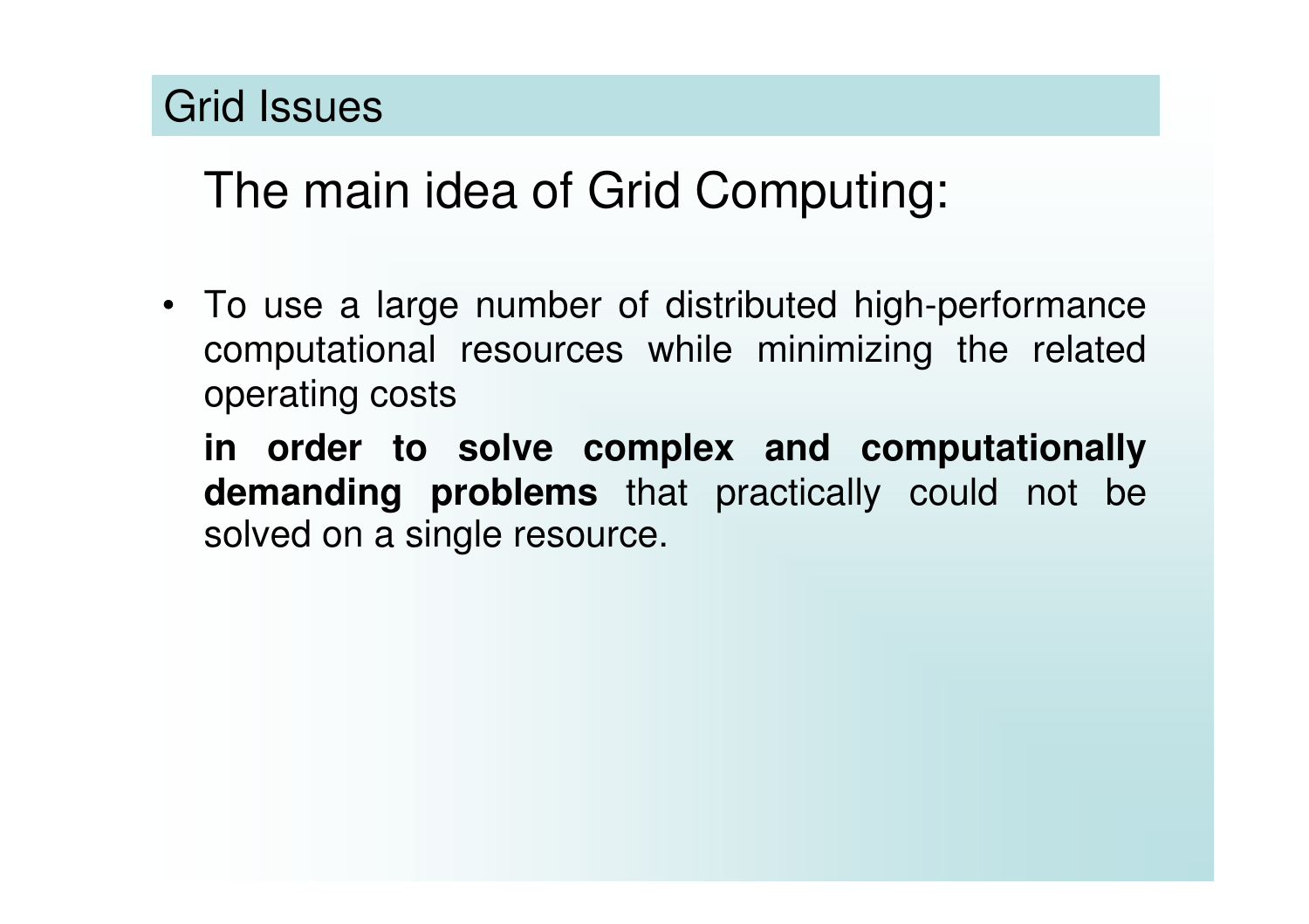## Grid Issues

### The main idea of Grid Computing:

- To use a large number of distributed high-performance computational resources while minimizing the related operating costs

  **in order to solve complex and computationally demanding problems** that practically could not be solved on a single resource.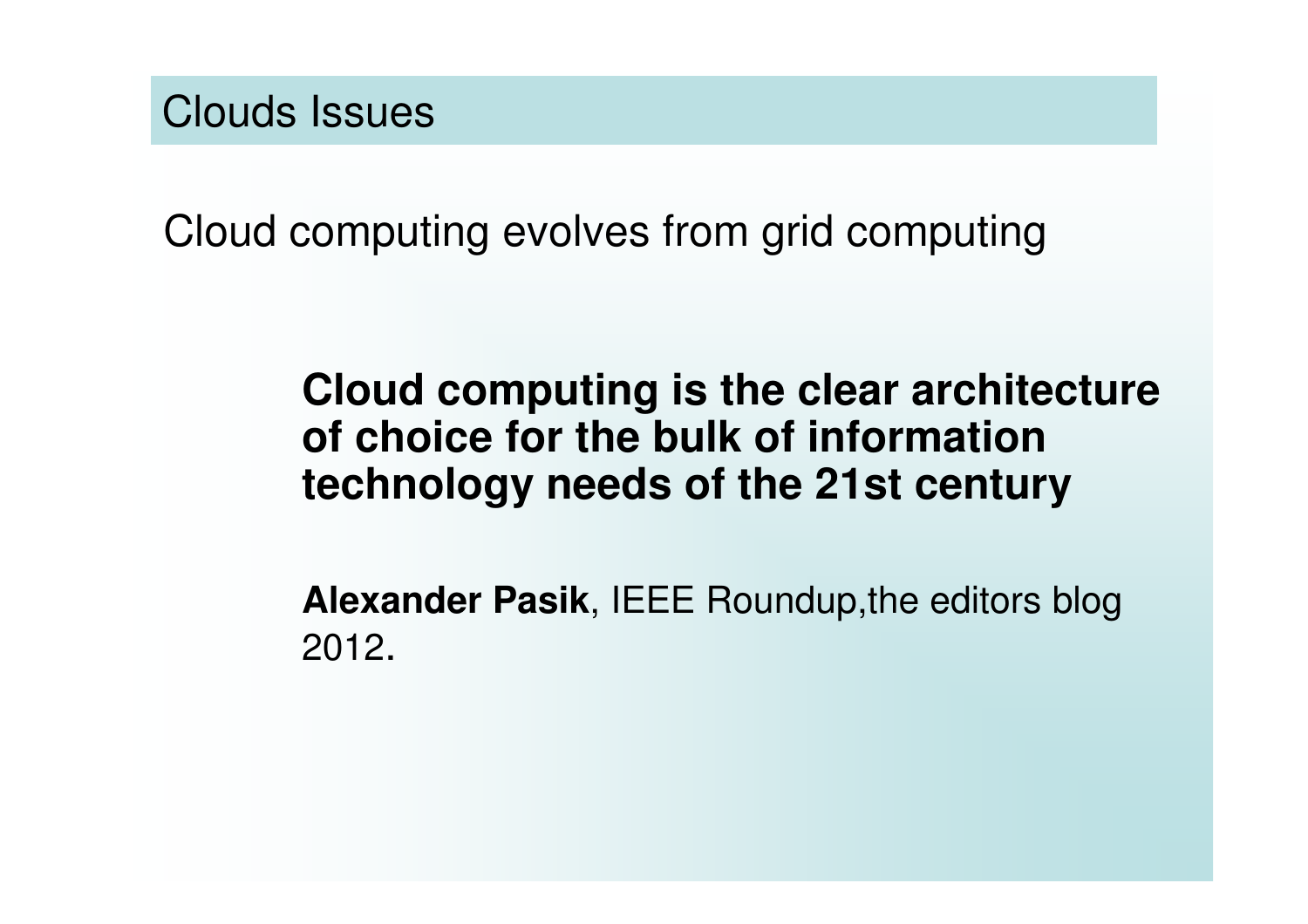## Clouds Issues

Cloud computing evolves from grid computing

**Cloud computing is the clear architecture of choice for the bulk of information technology needs of the 21st century**

**Alexander Pasik**, IEEE Roundup,the editors blog 2012.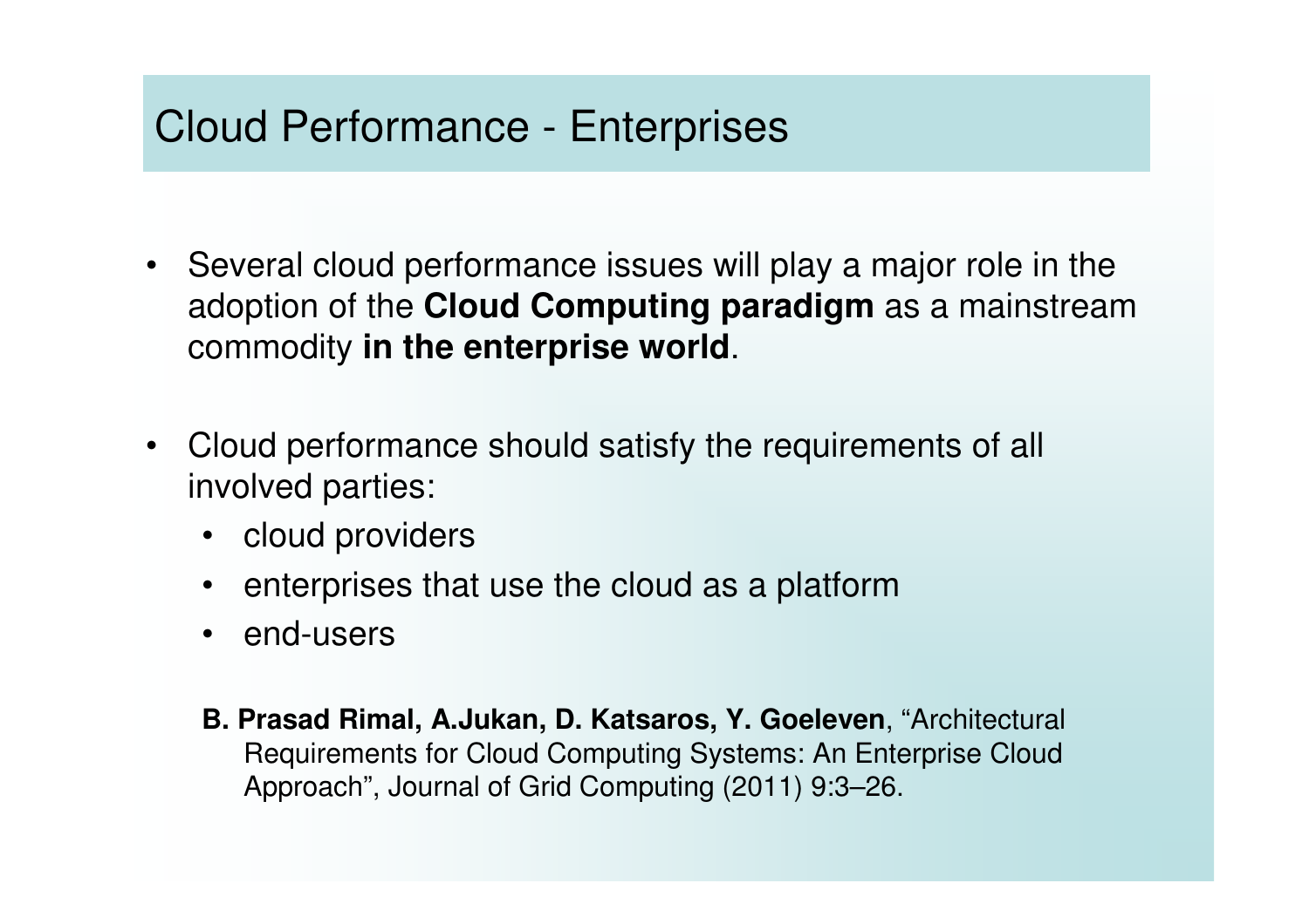# Cloud Performance - Enterprises

- Several cloud performance issues will play a major role in the adoption of the **Cloud Computing paradigm** as a mainstream commodity **in the enterprise world**.

- Cloud performance should satisfy the requirements of all involved parties:
  - cloud providers
  - enterprises that use the cloud as a platform
  - end-users

**B. Prasad Rimal, A.Jukan, D. Katsaros, Y. Goeleven**, "Architectural Requirements for Cloud Computing Systems: An Enterprise Cloud Approach", Journal of Grid Computing (2011) 9:3–26.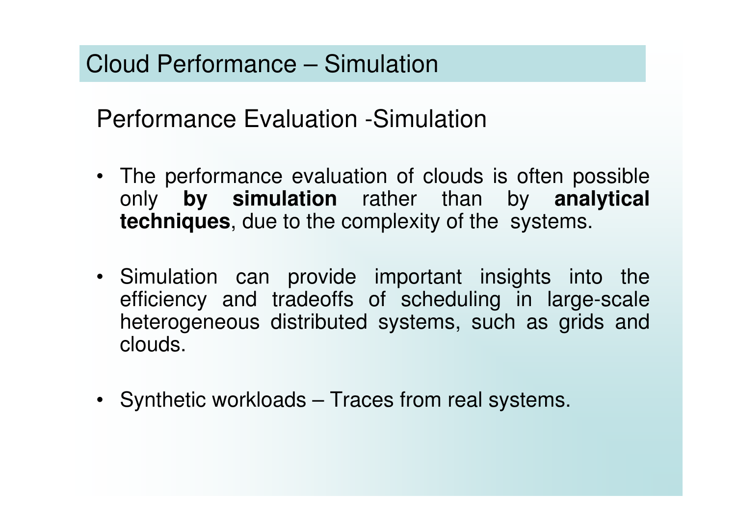# Cloud Performance – Simulation

## Performance Evaluation -Simulation

- The performance evaluation of clouds is often possible only **by simulation** rather than by **analytical techniques**, due to the complexity of the systems.
- Simulation can provide important insights into the efficiency and tradeoffs of scheduling in large-scale heterogeneous distributed systems, such as grids and clouds.
- Synthetic workloads – Traces from real systems.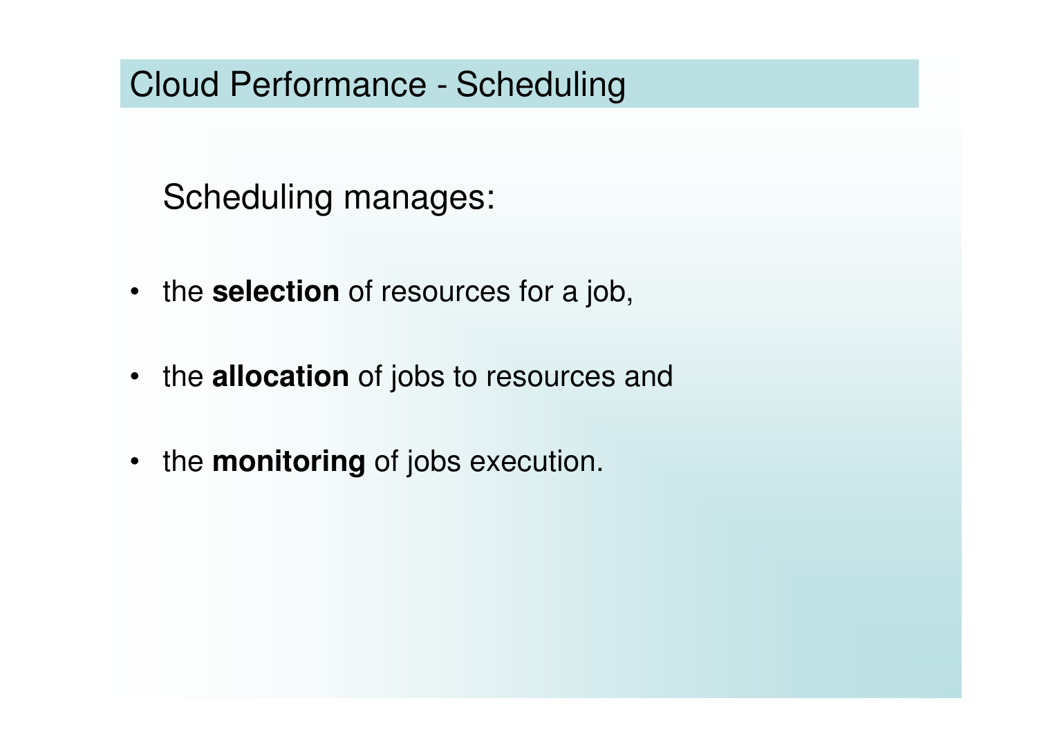# Cloud Performance - Scheduling

Scheduling manages:

- the **selection** of resources for a job,
- the **allocation** of jobs to resources and
- the **monitoring** of jobs execution.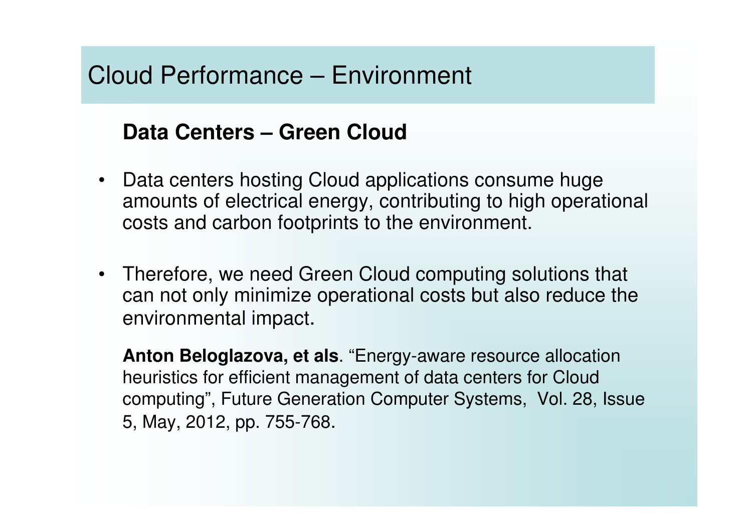# Cloud Performance – Environment

## Data Centers – Green Cloud

- Data centers hosting Cloud applications consume huge amounts of electrical energy, contributing to high operational costs and carbon footprints to the environment.

- Therefore, we need Green Cloud computing solutions that can not only minimize operational costs but also reduce the environmental impact.

**Anton Beloglazova, et als**. “Energy-aware resource allocation heuristics for efficient management of data centers for Cloud computing”, Future Generation Computer Systems, Vol. 28, Issue 5, May, 2012, pp. 755-768.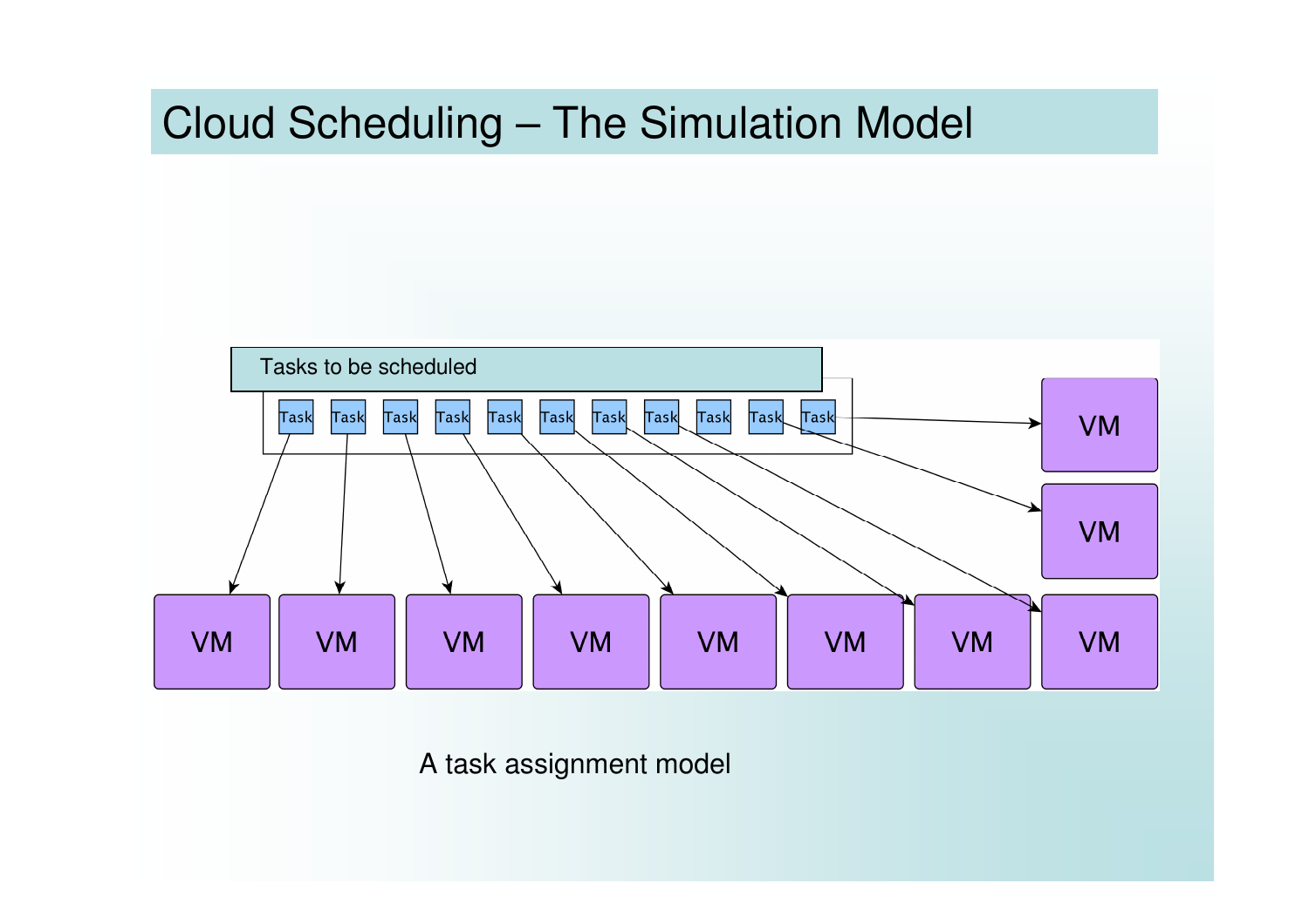# Cloud Scheduling – The Simulation Model

Tasks to be scheduled

Task Task Task Task Task Task Task Task Task Task Task

VM VM VM VM VM VM VM VM VM VM

A task assignment model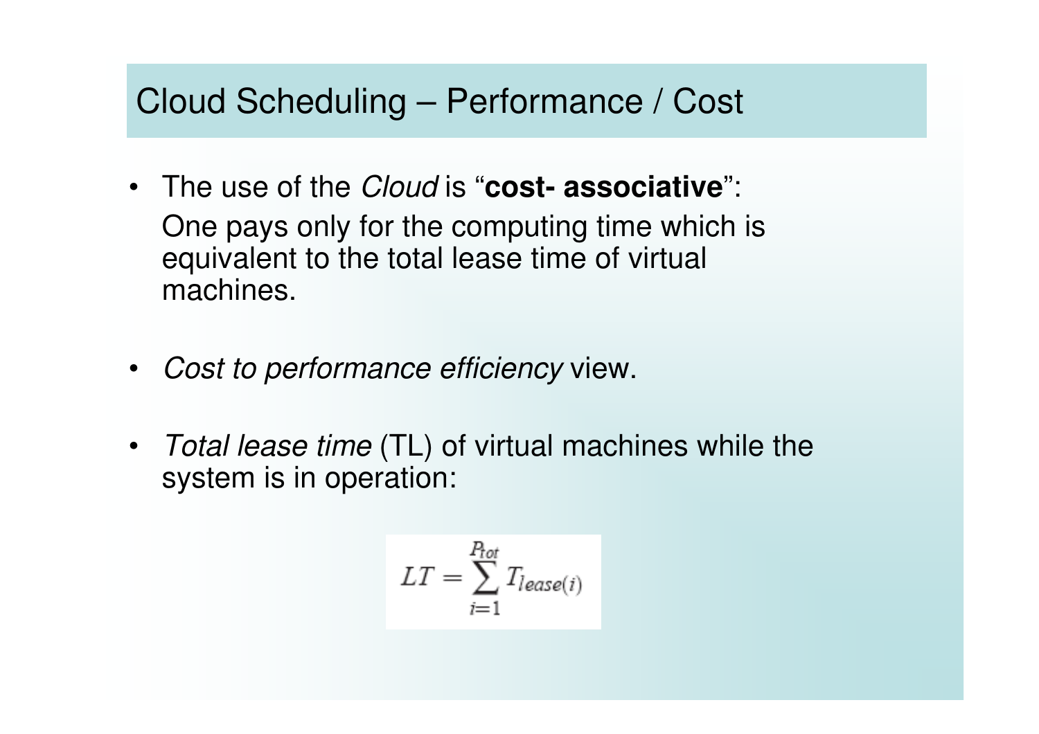# Cloud Scheduling – Performance / Cost

- The use of the *Cloud* is "**cost- associative**":
  One pays only for the computing time which is equivalent to the total lease time of virtual machines.

- *Cost to performance efficiency* view.

- *Total lease time* (TL) of virtual machines while the system is in operation:

$$LT = \sum_{i=1}^{P_{tot}} T_{lease(i)}$$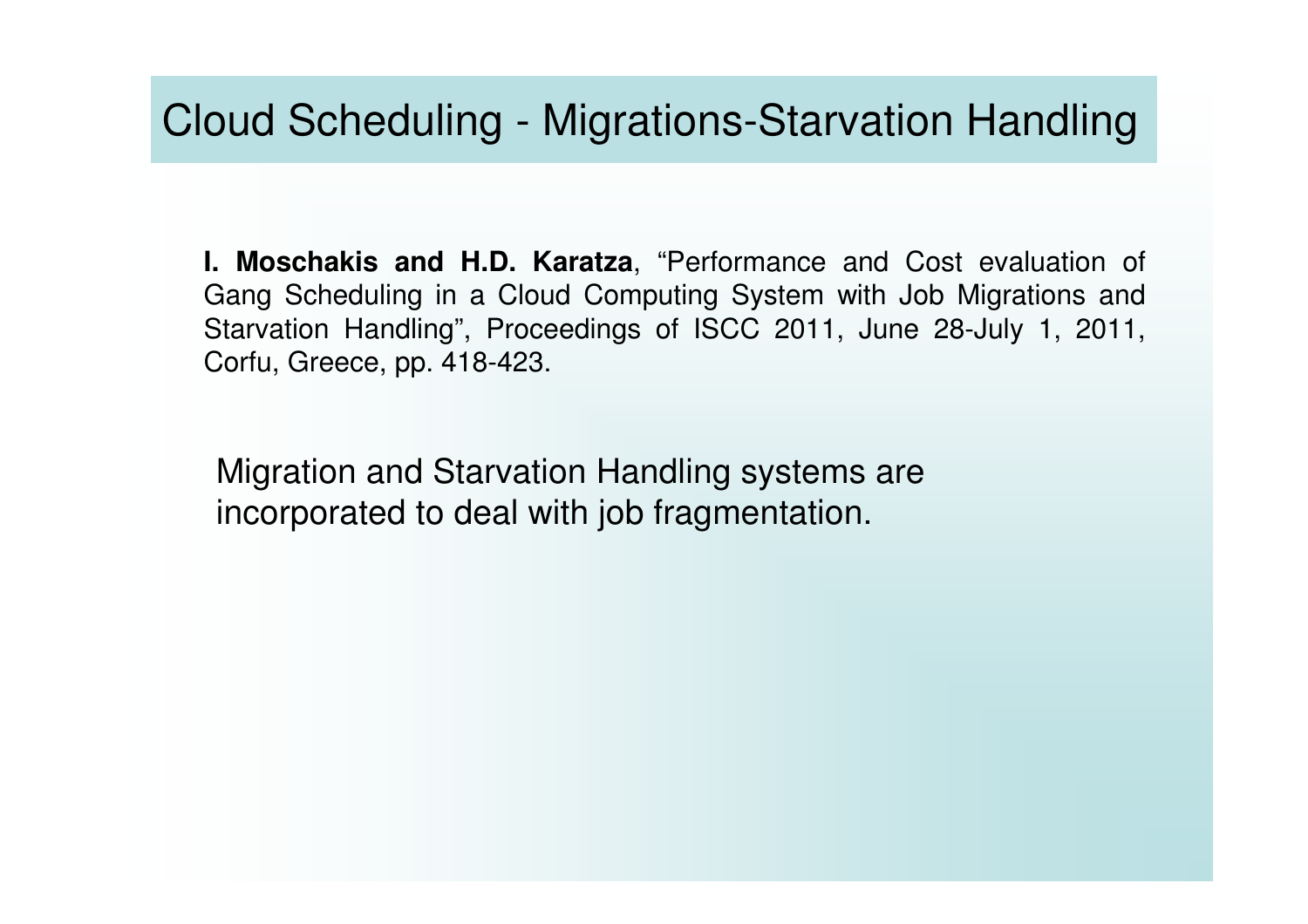# Cloud Scheduling - Migrations-Starvation Handling

**I. Moschakis and H.D. Karatza**, "Performance and Cost evaluation of Gang Scheduling in a Cloud Computing System with Job Migrations and Starvation Handling", Proceedings of ISCC 2011, June 28-July 1, 2011, Corfu, Greece, pp. 418-423.

Migration and Starvation Handling systems are incorporated to deal with job fragmentation.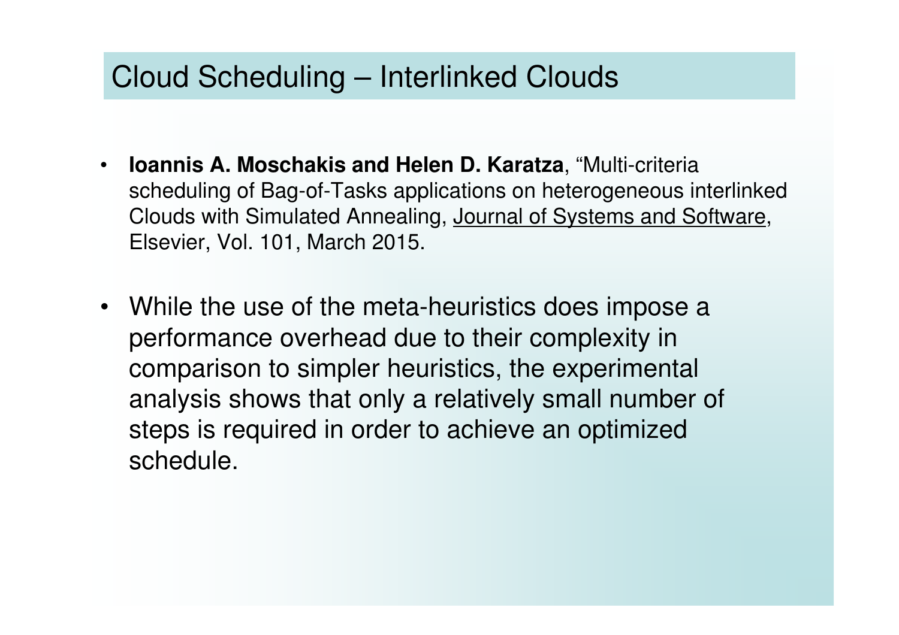# Cloud Scheduling – Interlinked Clouds

- **Ioannis A. Moschakis and Helen D. Karatza**, “Multi-criteria scheduling of Bag-of-Tasks applications on heterogeneous interlinked Clouds with Simulated Annealing, Journal of Systems and Software, Elsevier, Vol. 101, March 2015.

- While the use of the meta-heuristics does impose a performance overhead due to their complexity in comparison to simpler heuristics, the experimental analysis shows that only a relatively small number of steps is required in order to achieve an optimized schedule.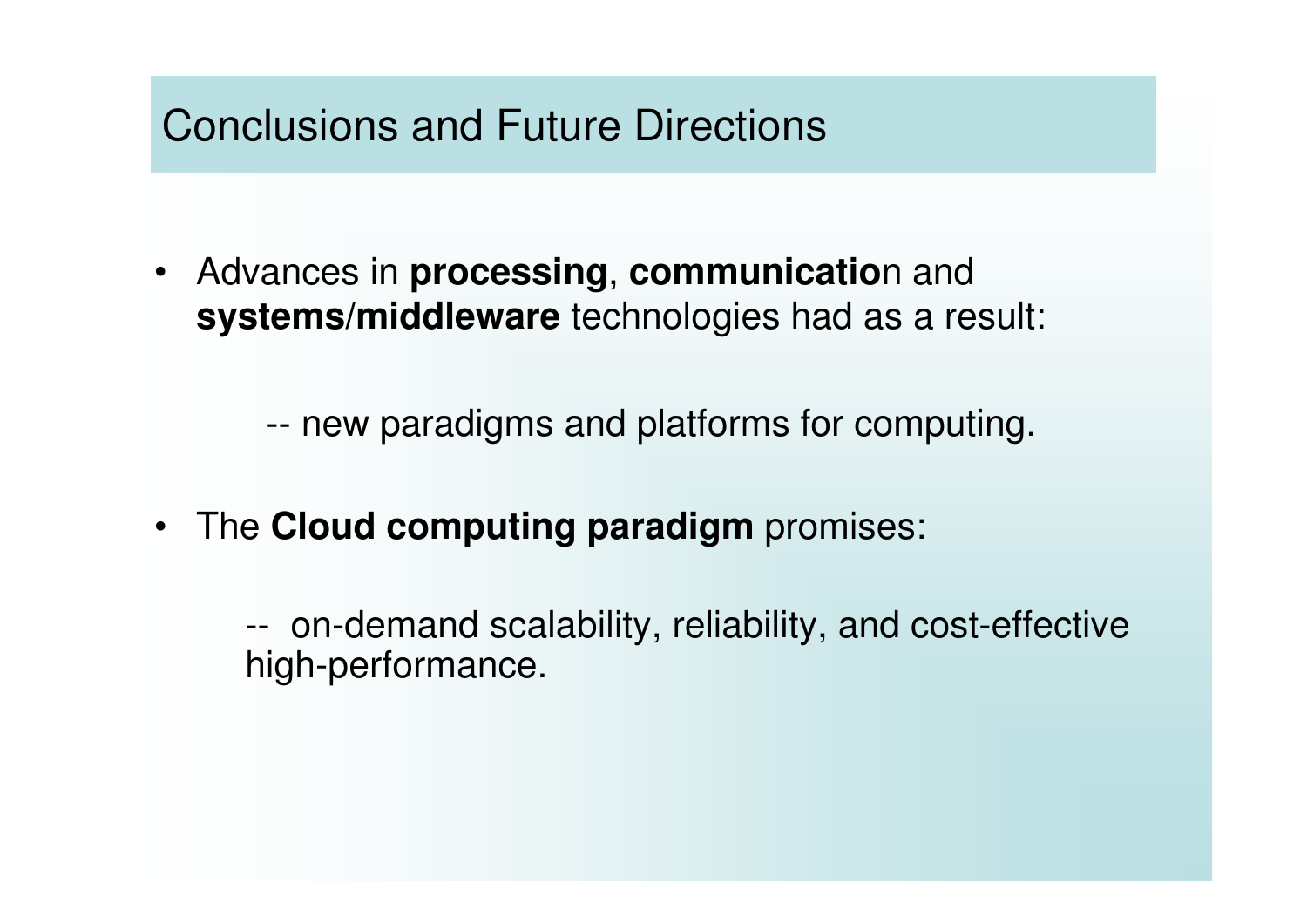# Conclusions and Future Directions

- Advances in **processing**, **communicatio**n and **systems/middleware** technologies had as a result:

  -- new paradigms and platforms for computing.

- The **Cloud computing paradigm** promises:

  -- on-demand scalability, reliability, and cost-effective high-performance.